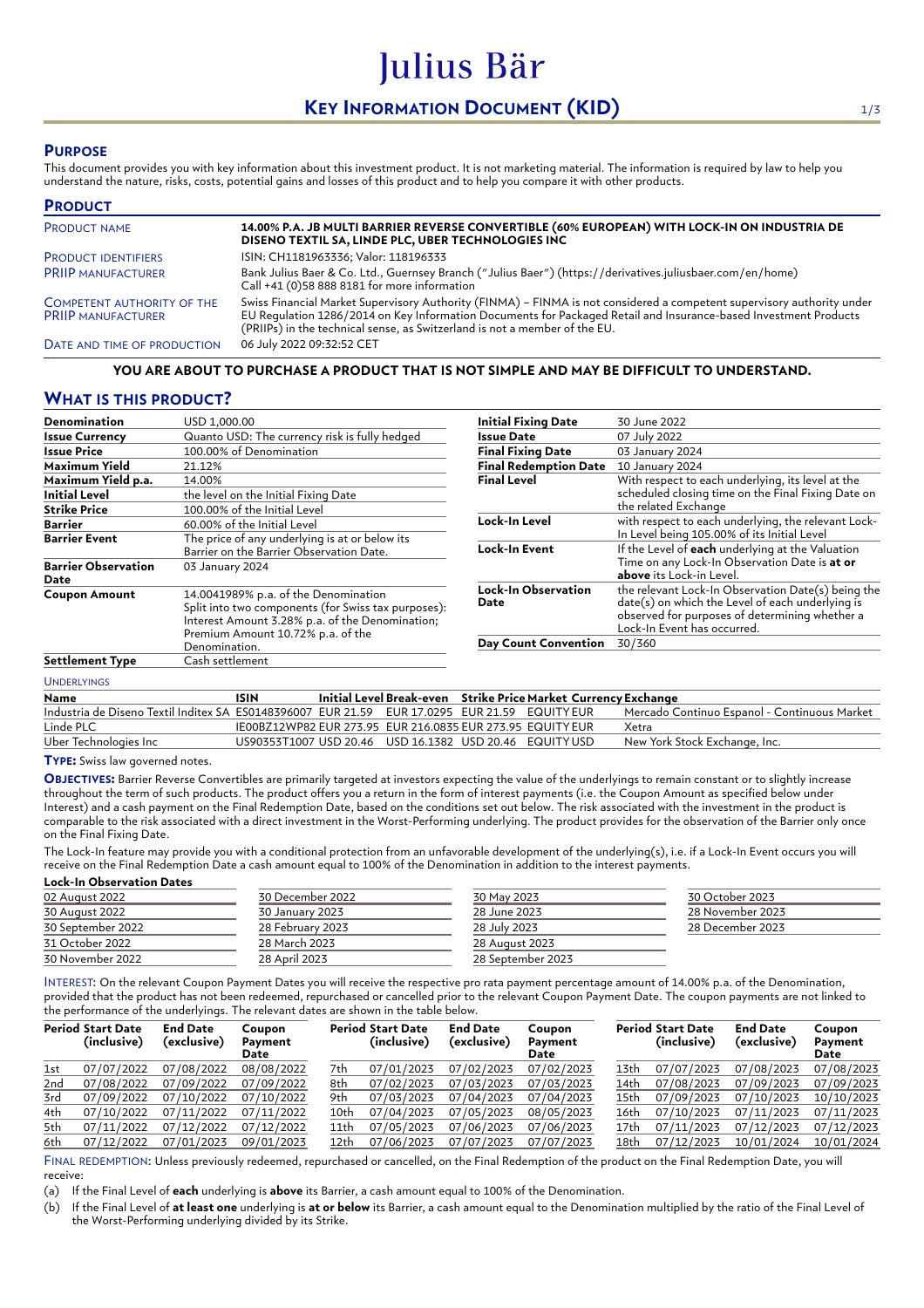# Julius Bär

## KEY INFORMATION DOCUMENT (KID)

## PURPOSE

This document provides you with key information about this investment product. It is not marketing material. The information is required by law to help you understand the nature, risks, costs, potential gains and losses of this product and to help you compare it with other products.

## PRODUCT

| | |
|---|---|
| PRODUCT NAME | **14.00% P.A. JB MULTI BARRIER REVERSE CONVERTIBLE (60% EUROPEAN) WITH LOCK-IN ON INDUSTRIA DE DISENO TEXTIL SA, LINDE PLC, UBER TECHNOLOGIES INC** |
| PRODUCT IDENTIFIERS | ISIN: CH1181963336; Valor: 118196333 |
| PRIIP MANUFACTURER | Bank Julius Baer & Co. Ltd., Guernsey Branch ("Julius Baer") (https://derivatives.juliusbaer.com/en/home) Call +41 (0)58 888 8181 for more information |
| COMPETENT AUTHORITY OF THE PRIIP MANUFACTURER | Swiss Financial Market Supervisory Authority (FINMA) – FINMA is not considered a competent supervisory authority under EU Regulation 1286/2014 on Key Information Documents for Packaged Retail and Insurance-based Investment Products (PRIIPs) in the technical sense, as Switzerland is not a member of the EU. |
| DATE AND TIME OF PRODUCTION | 06 July 2022 09:32:52 CET |

**YOU ARE ABOUT TO PURCHASE A PRODUCT THAT IS NOT SIMPLE AND MAY BE DIFFICULT TO UNDERSTAND.**

## WHAT IS THIS PRODUCT?

| | |
|---|---|
| **Denomination** | USD 1,000.00 |
| **Issue Currency** | Quanto USD: The currency risk is fully hedged |
| **Issue Price** | 100.00% of Denomination |
| **Maximum Yield** | 21.12% |
| **Maximum Yield p.a.** | 14.00% |
| **Initial Level** | the level on the Initial Fixing Date |
| **Strike Price** | 100.00% of the Initial Level |
| **Barrier** | 60.00% of the Initial Level |
| **Barrier Event** | The price of any underlying is at or below its Barrier on the Barrier Observation Date. |
| **Barrier Observation Date** | 03 January 2024 |
| **Coupon Amount** | 14.0041989% p.a. of the Denomination Split into two components (for Swiss tax purposes): Interest Amount 3.28% p.a. of the Denomination; Premium Amount 10.72% p.a. of the Denomination. |
| **Settlement Type** | Cash settlement |

| | |
|---|---|
| **Initial Fixing Date** | 30 June 2022 |
| **Issue Date** | 07 July 2022 |
| **Final Fixing Date** | 03 January 2024 |
| **Final Redemption Date** | 10 January 2024 |
| **Final Level** | With respect to each underlying, its level at the scheduled closing time on the Final Fixing Date on the related Exchange |
| **Lock-In Level** | with respect to each underlying, the relevant Lock-In Level being 105.00% of its Initial Level |
| **Lock-In Event** | If the Level of **each** underlying at the Valuation Time on any Lock-In Observation Date is **at or above** its Lock-in Level. |
| **Lock-In Observation Date** | the relevant Lock-In Observation Date(s) being the date(s) on which the Level of each underlying is observed for purposes of determining whether a Lock-In Event has occurred. |
| **Day Count Convention** | 30/360 |

UNDERLYINGS

| Name | ISIN | Initial Level | Break-even | Strike Price | Market | Currency | Exchange |
|---|---|---|---|---|---|---|---|
| Industria de Diseno Textil Inditex SA | ES0148396007 | EUR 21.59 | EUR 17.0295 | EUR 21.59 | EQUITY | EUR | Mercado Continuo Espanol - Continuous Market |
| Linde PLC | IE00BZ12WP82 | EUR 273.95 | EUR 216.0835 | EUR 273.95 | EQUITY | EUR | Xetra |
| Uber Technologies Inc | US90353T1007 | USD 20.46 | USD 16.1382 | USD 20.46 | EQUITY | USD | New York Stock Exchange, Inc. |

**TYPE:** Swiss law governed notes.

**OBJECTIVES:** Barrier Reverse Convertibles are primarily targeted at investors expecting the value of the underlyings to remain constant or to slightly increase throughout the term of such products. The product offers you a return in the form of interest payments (i.e. the Coupon Amount as specified below under Interest) and a cash payment on the Final Redemption Date, based on the conditions set out below. The risk associated with the investment in the product is comparable to the risk associated with a direct investment in the Worst-Performing underlying. The product provides for the observation of the Barrier only once on the Final Fixing Date.

The Lock-In feature may provide you with a conditional protection from an unfavorable development of the underlying(s), i.e. if a Lock-In Event occurs you will receive on the Final Redemption Date a cash amount equal to 100% of the Denomination in addition to the interest payments.

**Lock-In Observation Dates**

| | | | |
|---|---|---|---|
| 02 August 2022 | 30 December 2022 | 30 May 2023 | 30 October 2023 |
| 30 August 2022 | 30 January 2023 | 28 June 2023 | 28 November 2023 |
| 30 September 2022 | 28 February 2023 | 28 July 2023 | 28 December 2023 |
| 31 October 2022 | 28 March 2023 | 28 August 2023 | |
| 30 November 2022 | 28 April 2023 | 28 September 2023 | |

INTEREST: On the relevant Coupon Payment Dates you will receive the respective pro rata payment percentage amount of 14.00% p.a. of the Denomination, provided that the product has not been redeemed, repurchased or cancelled prior to the relevant Coupon Payment Date. The coupon payments are not linked to the performance of the underlyings. The relevant dates are shown in the table below.

| Period | Start Date (inclusive) | End Date (exclusive) | Coupon Payment Date | Period | Start Date (inclusive) | End Date (exclusive) | Coupon Payment Date | Period | Start Date (inclusive) | End Date (exclusive) | Coupon Payment Date |
|---|---|---|---|---|---|---|---|---|---|---|---|
| 1st | 07/07/2022 | 07/08/2022 | 08/08/2022 | 7th | 07/01/2023 | 07/02/2023 | 07/02/2023 | 13th | 07/07/2023 | 07/08/2023 | 07/08/2023 |
| 2nd | 07/08/2022 | 07/09/2022 | 07/09/2022 | 8th | 07/02/2023 | 07/03/2023 | 07/03/2023 | 14th | 07/08/2023 | 07/09/2023 | 07/09/2023 |
| 3rd | 07/09/2022 | 07/10/2022 | 07/10/2022 | 9th | 07/03/2023 | 07/04/2023 | 07/04/2023 | 15th | 07/09/2023 | 07/10/2023 | 10/10/2023 |
| 4th | 07/10/2022 | 07/11/2022 | 07/11/2022 | 10th | 07/04/2023 | 07/05/2023 | 08/05/2023 | 16th | 07/10/2023 | 07/11/2023 | 07/11/2023 |
| 5th | 07/11/2022 | 07/12/2022 | 07/12/2022 | 11th | 07/05/2023 | 07/06/2023 | 07/06/2023 | 17th | 07/11/2023 | 07/12/2023 | 07/12/2023 |
| 6th | 07/12/2022 | 07/01/2023 | 09/01/2023 | 12th | 07/06/2023 | 07/07/2023 | 07/07/2023 | 18th | 07/12/2023 | 10/01/2024 | 10/01/2024 |

FINAL REDEMPTION: Unless previously redeemed, repurchased or cancelled, on the Final Redemption of the product on the Final Redemption Date, you will receive:

(a) If the Final Level of **each** underlying is **above** its Barrier, a cash amount equal to 100% of the Denomination.

(b) If the Final Level of **at least one** underlying is **at or below** its Barrier, a cash amount equal to the Denomination multiplied by the ratio of the Final Level of the Worst-Performing underlying divided by its Strike.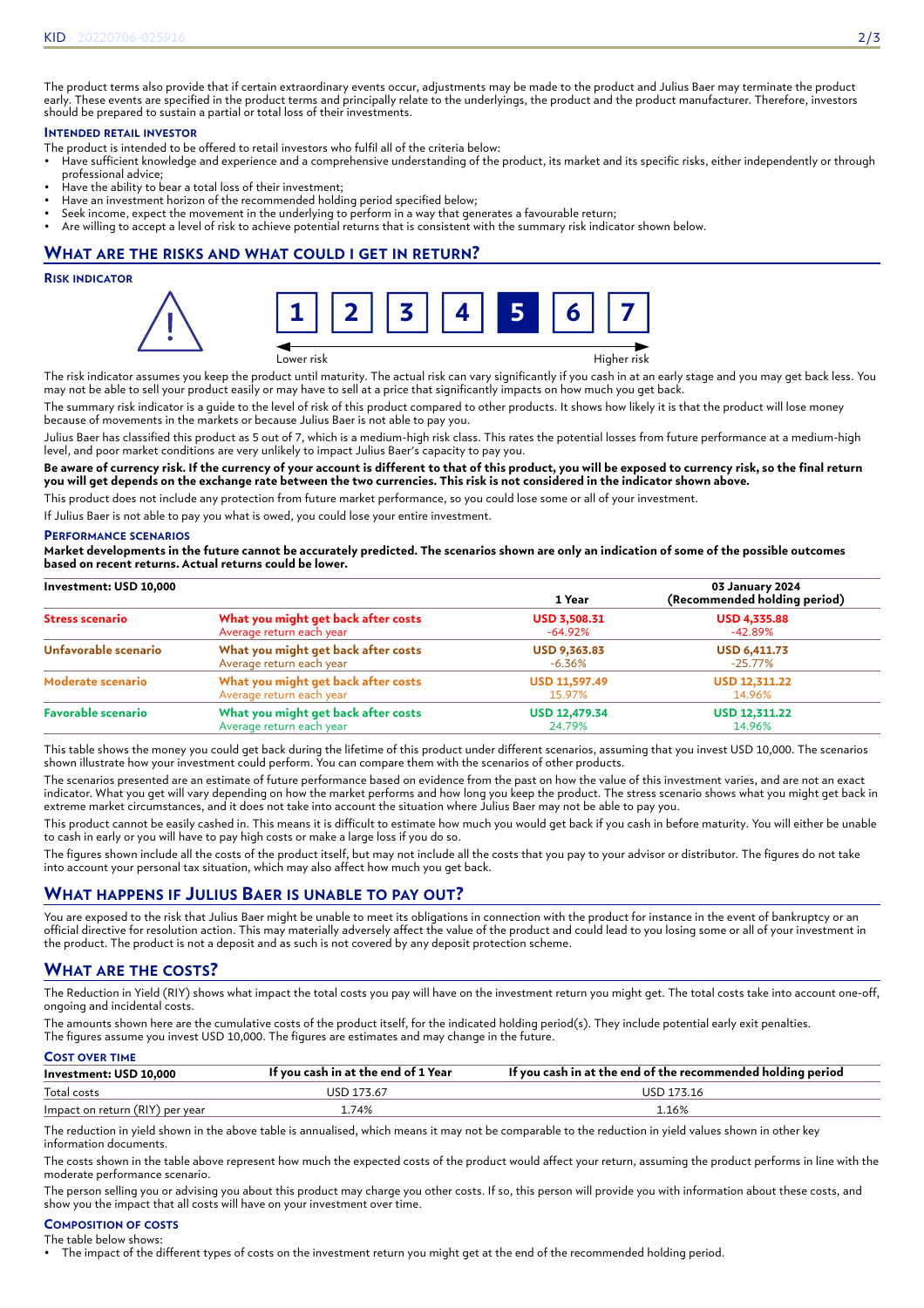The product terms also provide that if certain extraordinary events occur, adjustments may be made to the product and Julius Baer may terminate the product early. These events are specified in the product terms and principally relate to the underlyings, the product and the product manufacturer. Therefore, investors should be prepared to sustain a partial or total loss of their investments.

### Intended retail investor

The product is intended to be offered to retail investors who fulfil all of the criteria below:

- Have sufficient knowledge and experience and a comprehensive understanding of the product, its market and its specific risks, either independently or through professional advice;
- Have the ability to bear a total loss of their investment;
- Have an investment horizon of the recommended holding period specified below;
- Seek income, expect the movement in the underlying to perform in a way that generates a favourable return;
- Are willing to accept a level of risk to achieve potential returns that is consistent with the summary risk indicator shown below.

## What are the risks and what could I get in return?

### Risk indicator

1 | 2 | 3 | 4 | **5** | 6 | 7

Lower risk — Higher risk

The risk indicator assumes you keep the product until maturity. The actual risk can vary significantly if you cash in at an early stage and you may get back less. You may not be able to sell your product easily or may have to sell at a price that significantly impacts on how much you get back.

The summary risk indicator is a guide to the level of risk of this product compared to other products. It shows how likely it is that the product will lose money because of movements in the markets or because Julius Baer is not able to pay you.

Julius Baer has classified this product as 5 out of 7, which is a medium-high risk class. This rates the potential losses from future performance at a medium-high level, and poor market conditions are very unlikely to impact Julius Baer's capacity to pay you.

**Be aware of currency risk. If the currency of your account is different to that of this product, you will be exposed to currency risk, so the final return you will get depends on the exchange rate between the two currencies. This risk is not considered in the indicator shown above.**

This product does not include any protection from future market performance, so you could lose some or all of your investment.

If Julius Baer is not able to pay you what is owed, you could lose your entire investment.

### Performance scenarios

**Market developments in the future cannot be accurately predicted. The scenarios shown are only an indication of some of the possible outcomes based on recent returns. Actual returns could be lower.**

| Investment: USD 10,000 | | 1 Year | 03 January 2024 (Recommended holding period) |
|---|---|---|---|
| **Stress scenario** | What you might get back after costs | USD 3,508.31 | USD 4,335.88 |
| | Average return each year | -64.92% | -42.89% |
| **Unfavorable scenario** | What you might get back after costs | USD 9,363.83 | USD 6,411.73 |
| | Average return each year | -6.36% | -25.77% |
| **Moderate scenario** | What you might get back after costs | USD 11,597.49 | USD 12,311.22 |
| | Average return each year | 15.97% | 14.96% |
| **Favorable scenario** | What you might get back after costs | USD 12,479.34 | USD 12,311.22 |
| | Average return each year | 24.79% | 14.96% |

This table shows the money you could get back during the lifetime of this product under different scenarios, assuming that you invest USD 10,000. The scenarios shown illustrate how your investment could perform. You can compare them with the scenarios of other products.

The scenarios presented are an estimate of future performance based on evidence from the past on how the value of this investment varies, and are not an exact indicator. What you get will vary depending on how the market performs and how long you keep the product. The stress scenario shows what you might get back in extreme market circumstances, and it does not take into account the situation where Julius Baer may not be able to pay you.

This product cannot be easily cashed in. This means it is difficult to estimate how much you would get back if you cash in before maturity. You will either be unable to cash in early or you will have to pay high costs or make a large loss if you do so.

The figures shown include all the costs of the product itself, but may not include all the costs that you pay to your advisor or distributor. The figures do not take into account your personal tax situation, which may also affect how much you get back.

## What happens if Julius Baer is unable to pay out?

You are exposed to the risk that Julius Baer might be unable to meet its obligations in connection with the product for instance in the event of bankruptcy or an official directive for resolution action. This may materially adversely affect the value of the product and could lead to you losing some or all of your investment in the product. The product is not a deposit and as such is not covered by any deposit protection scheme.

## What are the costs?

The Reduction in Yield (RIY) shows what impact the total costs you pay will have on the investment return you might get. The total costs take into account one-off, ongoing and incidental costs.

The amounts shown here are the cumulative costs of the product itself, for the indicated holding period(s). They include potential early exit penalties. The figures assume you invest USD 10,000. The figures are estimates and may change in the future.

### Cost over time

| Investment: USD 10,000 | If you cash in at the end of 1 Year | If you cash in at the end of the recommended holding period |
|---|---|---|
| Total costs | USD 173.67 | USD 173.16 |
| Impact on return (RIY) per year | 1.74% | 1.16% |

The reduction in yield shown in the above table is annualised, which means it may not be comparable to the reduction in yield values shown in other key information documents.

The costs shown in the table above represent how much the expected costs of the product would affect your return, assuming the product performs in line with the moderate performance scenario.

The person selling you or advising you about this product may charge you other costs. If so, this person will provide you with information about these costs, and show you the impact that all costs will have on your investment over time.

### Composition of costs

The table below shows:

- The impact of the different types of costs on the investment return you might get at the end of the recommended holding period.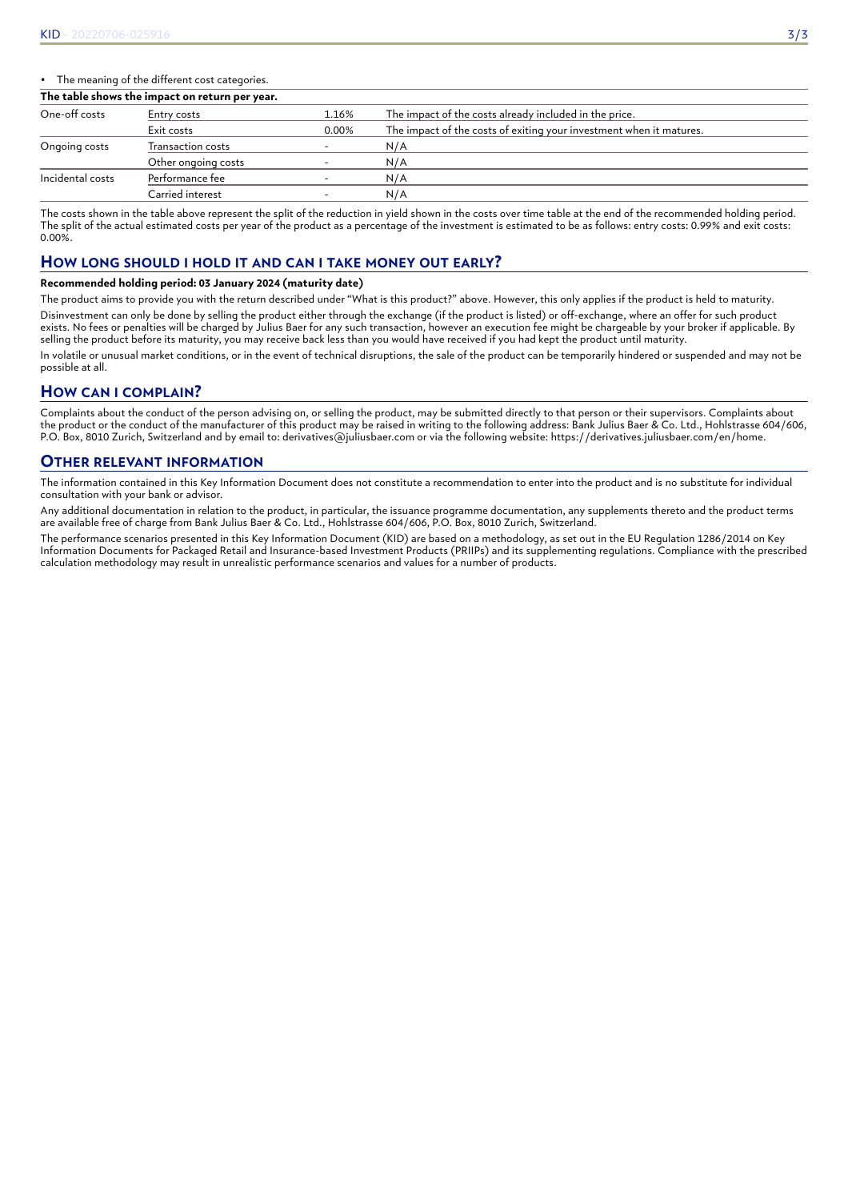- The meaning of the different cost categories.

**The table shows the impact on return per year.**

| | | | |
|---|---|---|---|
| One-off costs | Entry costs | 1.16% | The impact of the costs already included in the price. |
| | Exit costs | 0.00% | The impact of the costs of exiting your investment when it matures. |
| Ongoing costs | Transaction costs | - | N/A |
| | Other ongoing costs | - | N/A |
| Incidental costs | Performance fee | - | N/A |
| | Carried interest | - | N/A |

The costs shown in the table above represent the split of the reduction in yield shown in the costs over time table at the end of the recommended holding period. The split of the actual estimated costs per year of the product as a percentage of the investment is estimated to be as follows: entry costs: 0.99% and exit costs: 0.00%.

## How long should I hold it and can I take money out early?

**Recommended holding period: 03 January 2024 (maturity date)**

The product aims to provide you with the return described under "What is this product?" above. However, this only applies if the product is held to maturity.

Disinvestment can only be done by selling the product either through the exchange (if the product is listed) or off-exchange, where an offer for such product exists. No fees or penalties will be charged by Julius Baer for any such transaction, however an execution fee might be chargeable by your broker if applicable. By selling the product before its maturity, you may receive back less than you would have received if you had kept the product until maturity.

In volatile or unusual market conditions, or in the event of technical disruptions, the sale of the product can be temporarily hindered or suspended and may not be possible at all.

## How can I complain?

Complaints about the conduct of the person advising on, or selling the product, may be submitted directly to that person or their supervisors. Complaints about the product or the conduct of the manufacturer of this product may be raised in writing to the following address: Bank Julius Baer & Co. Ltd., Hohlstrasse 604/606, P.O. Box, 8010 Zurich, Switzerland and by email to: derivatives@juliusbaer.com or via the following website: https://derivatives.juliusbaer.com/en/home.

## Other relevant information

The information contained in this Key Information Document does not constitute a recommendation to enter into the product and is no substitute for individual consultation with your bank or advisor.

Any additional documentation in relation to the product, in particular, the issuance programme documentation, any supplements thereto and the product terms are available free of charge from Bank Julius Baer & Co. Ltd., Hohlstrasse 604/606, P.O. Box, 8010 Zurich, Switzerland.

The performance scenarios presented in this Key Information Document (KID) are based on a methodology, as set out in the EU Regulation 1286/2014 on Key Information Documents for Packaged Retail and Insurance-based Investment Products (PRIIPs) and its supplementing regulations. Compliance with the prescribed calculation methodology may result in unrealistic performance scenarios and values for a number of products.